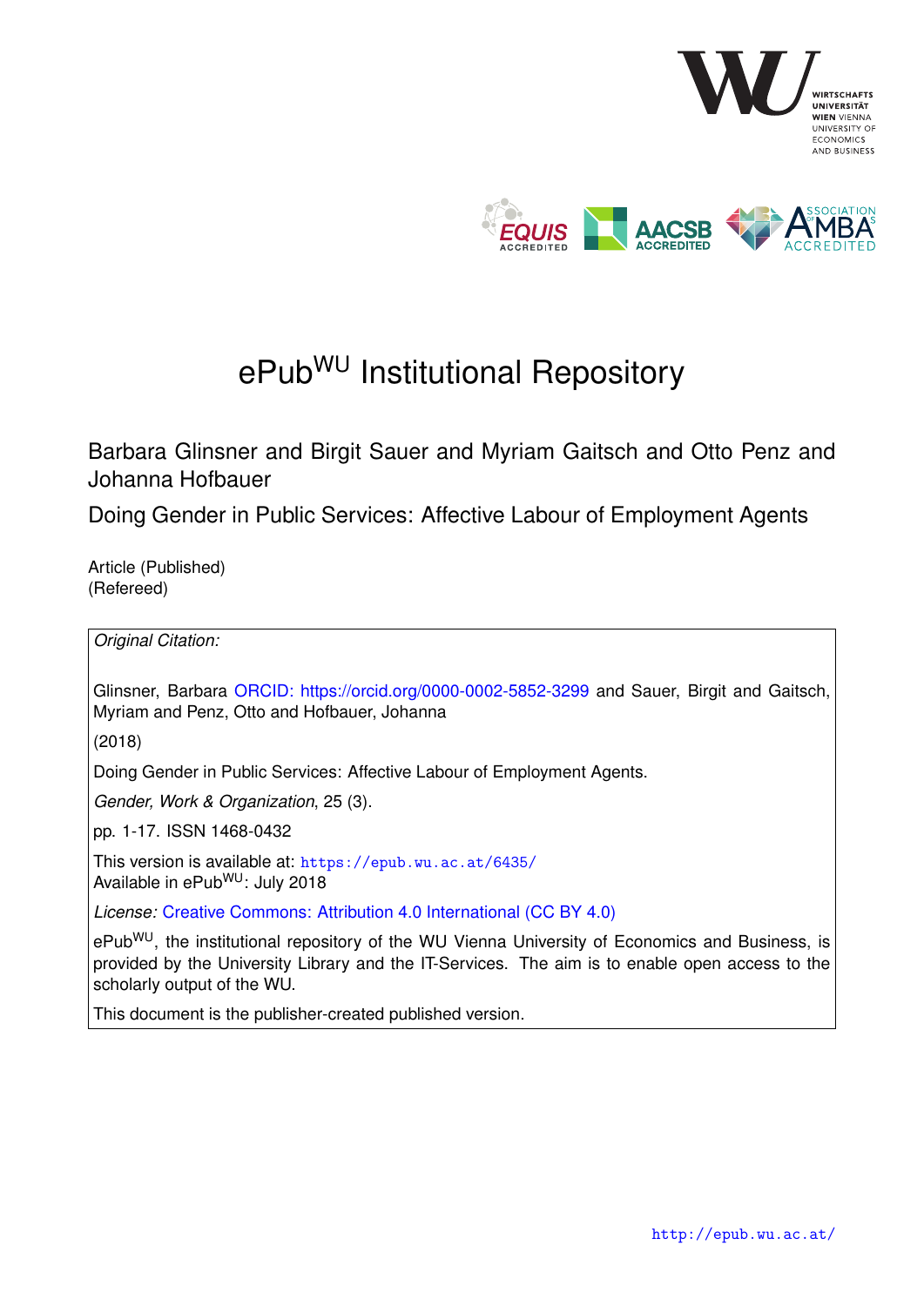# ePub^WU Institutional Repository

Barbara Glinsner and Birgit Sauer and Myriam Gaitsch and Otto Penz and Johanna Hofbauer

Doing Gender in Public Services: Affective Labour of Employment Agents

Article (Published)
(Refereed)

*Original Citation:*

Glinsner, Barbara ORCID: https://orcid.org/0000-0002-5852-3299 and Sauer, Birgit and Gaitsch, Myriam and Penz, Otto and Hofbauer, Johanna

(2018)

Doing Gender in Public Services: Affective Labour of Employment Agents.

*Gender, Work & Organization*, 25 (3).

pp. 1-17. ISSN 1468-0432

This version is available at: https://epub.wu.ac.at/6435/
Available in ePub^WU: July 2018

*License:* Creative Commons: Attribution 4.0 International (CC BY 4.0)

ePub^WU, the institutional repository of the WU Vienna University of Economics and Business, is provided by the University Library and the IT-Services. The aim is to enable open access to the scholarly output of the WU.

This document is the publisher-created published version.

http://epub.wu.ac.at/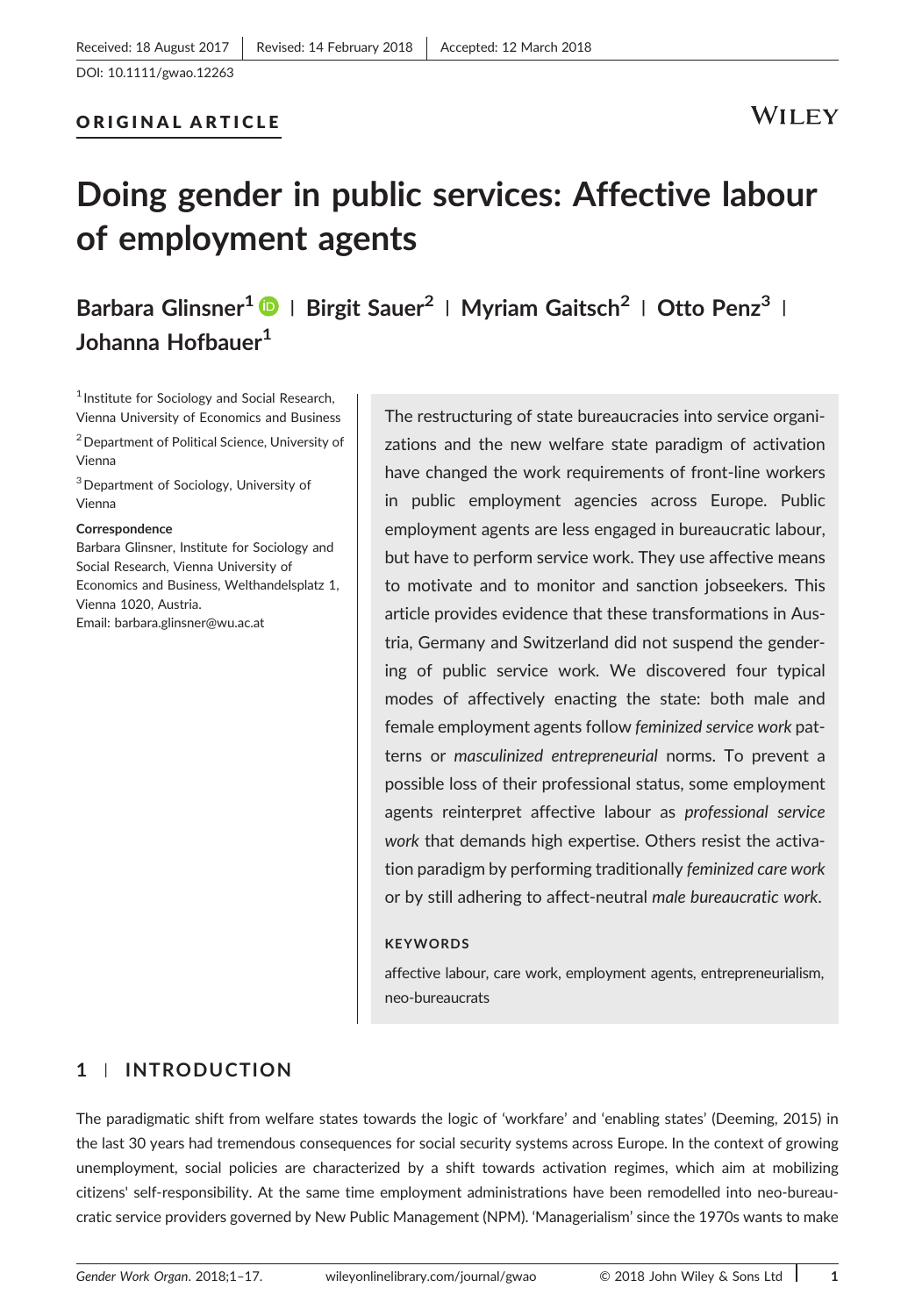Received: 18 August 2017 | Revised: 14 February 2018 | Accepted: 12 March 2018

DOI: 10.1111/gwao.12263

ORIGINAL ARTICLE

# Doing gender in public services: Affective labour of employment agents

**Barbara Glinsner**[1] | **Birgit Sauer**[2] | **Myriam Gaitsch**[2] | **Otto Penz**[3] | **Johanna Hofbauer**[1]

[1] Institute for Sociology and Social Research, Vienna University of Economics and Business

[2] Department of Political Science, University of Vienna

[3] Department of Sociology, University of Vienna

**Correspondence**
Barbara Glinsner, Institute for Sociology and Social Research, Vienna University of Economics and Business, Welthandelsplatz 1, Vienna 1020, Austria.
Email: barbara.glinsner@wu.ac.at

The restructuring of state bureaucracies into service organizations and the new welfare state paradigm of activation have changed the work requirements of front-line workers in public employment agencies across Europe. Public employment agents are less engaged in bureaucratic labour, but have to perform service work. They use affective means to motivate and to monitor and sanction jobseekers. This article provides evidence that these transformations in Austria, Germany and Switzerland did not suspend the gendering of public service work. We discovered four typical modes of affectively enacting the state: both male and female employment agents follow *feminized service work* patterns or *masculinized entrepreneurial* norms. To prevent a possible loss of their professional status, some employment agents reinterpret affective labour as *professional service work* that demands high expertise. Others resist the activation paradigm by performing traditionally *feminized care work* or by still adhering to affect-neutral *male bureaucratic work*.

**KEYWORDS**

affective labour, care work, employment agents, entrepreneurialism, neo-bureaucrats

## 1 | INTRODUCTION

The paradigmatic shift from welfare states towards the logic of 'workfare' and 'enabling states' (Deeming, 2015) in the last 30 years had tremendous consequences for social security systems across Europe. In the context of growing unemployment, social policies are characterized by a shift towards activation regimes, which aim at mobilizing citizens' self-responsibility. At the same time employment administrations have been remodelled into neo-bureaucratic service providers governed by New Public Management (NPM). 'Managerialism' since the 1970s wants to make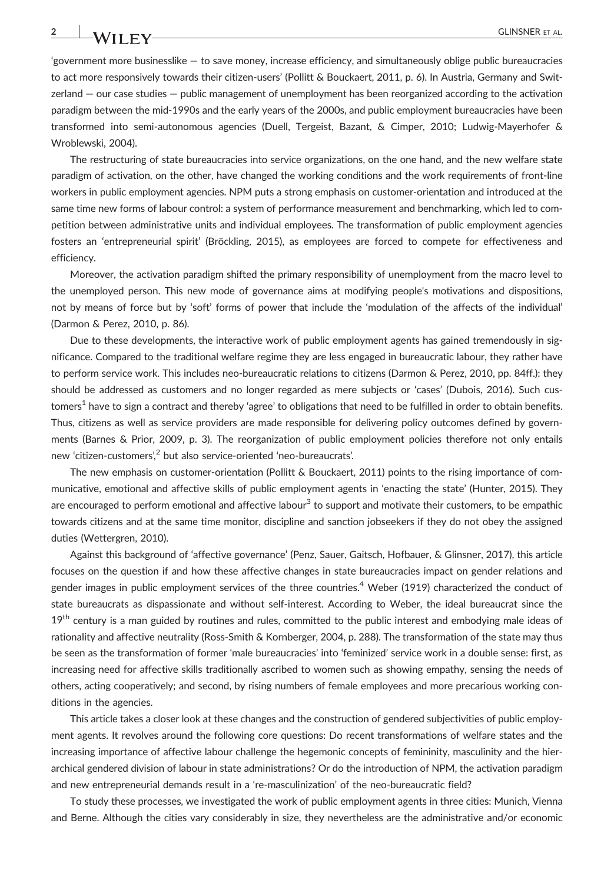'government more businesslike — to save money, increase efficiency, and simultaneously oblige public bureaucracies to act more responsively towards their citizen-users' (Pollitt & Bouckaert, 2011, p. 6). In Austria, Germany and Switzerland — our case studies — public management of unemployment has been reorganized according to the activation paradigm between the mid-1990s and the early years of the 2000s, and public employment bureaucracies have been transformed into semi-autonomous agencies (Duell, Tergeist, Bazant, & Cimper, 2010; Ludwig-Mayerhofer & Wroblewski, 2004).

The restructuring of state bureaucracies into service organizations, on the one hand, and the new welfare state paradigm of activation, on the other, have changed the working conditions and the work requirements of front-line workers in public employment agencies. NPM puts a strong emphasis on customer-orientation and introduced at the same time new forms of labour control: a system of performance measurement and benchmarking, which led to competition between administrative units and individual employees. The transformation of public employment agencies fosters an 'entrepreneurial spirit' (Bröckling, 2015), as employees are forced to compete for effectiveness and efficiency.

Moreover, the activation paradigm shifted the primary responsibility of unemployment from the macro level to the unemployed person. This new mode of governance aims at modifying people's motivations and dispositions, not by means of force but by 'soft' forms of power that include the 'modulation of the affects of the individual' (Darmon & Perez, 2010, p. 86).

Due to these developments, the interactive work of public employment agents has gained tremendously in significance. Compared to the traditional welfare regime they are less engaged in bureaucratic labour, they rather have to perform service work. This includes neo-bureaucratic relations to citizens (Darmon & Perez, 2010, pp. 84ff.): they should be addressed as customers and no longer regarded as mere subjects or 'cases' (Dubois, 2016). Such customers[1] have to sign a contract and thereby 'agree' to obligations that need to be fulfilled in order to obtain benefits. Thus, citizens as well as service providers are made responsible for delivering policy outcomes defined by governments (Barnes & Prior, 2009, p. 3). The reorganization of public employment policies therefore not only entails new 'citizen-customers',[2] but also service-oriented 'neo-bureaucrats'.

The new emphasis on customer-orientation (Pollitt & Bouckaert, 2011) points to the rising importance of communicative, emotional and affective skills of public employment agents in 'enacting the state' (Hunter, 2015). They are encouraged to perform emotional and affective labour[3] to support and motivate their customers, to be empathic towards citizens and at the same time monitor, discipline and sanction jobseekers if they do not obey the assigned duties (Wettergren, 2010).

Against this background of 'affective governance' (Penz, Sauer, Gaitsch, Hofbauer, & Glinsner, 2017), this article focuses on the question if and how these affective changes in state bureaucracies impact on gender relations and gender images in public employment services of the three countries.[4] Weber (1919) characterized the conduct of state bureaucrats as dispassionate and without self-interest. According to Weber, the ideal bureaucrat since the 19th century is a man guided by routines and rules, committed to the public interest and embodying male ideas of rationality and affective neutrality (Ross-Smith & Kornberger, 2004, p. 288). The transformation of the state may thus be seen as the transformation of former 'male bureaucracies' into 'feminized' service work in a double sense: first, as increasing need for affective skills traditionally ascribed to women such as showing empathy, sensing the needs of others, acting cooperatively; and second, by rising numbers of female employees and more precarious working conditions in the agencies.

This article takes a closer look at these changes and the construction of gendered subjectivities of public employment agents. It revolves around the following core questions: Do recent transformations of welfare states and the increasing importance of affective labour challenge the hegemonic concepts of femininity, masculinity and the hierarchical gendered division of labour in state administrations? Or do the introduction of NPM, the activation paradigm and new entrepreneurial demands result in a 're-masculinization' of the neo-bureaucratic field?

To study these processes, we investigated the work of public employment agents in three cities: Munich, Vienna and Berne. Although the cities vary considerably in size, they nevertheless are the administrative and/or economic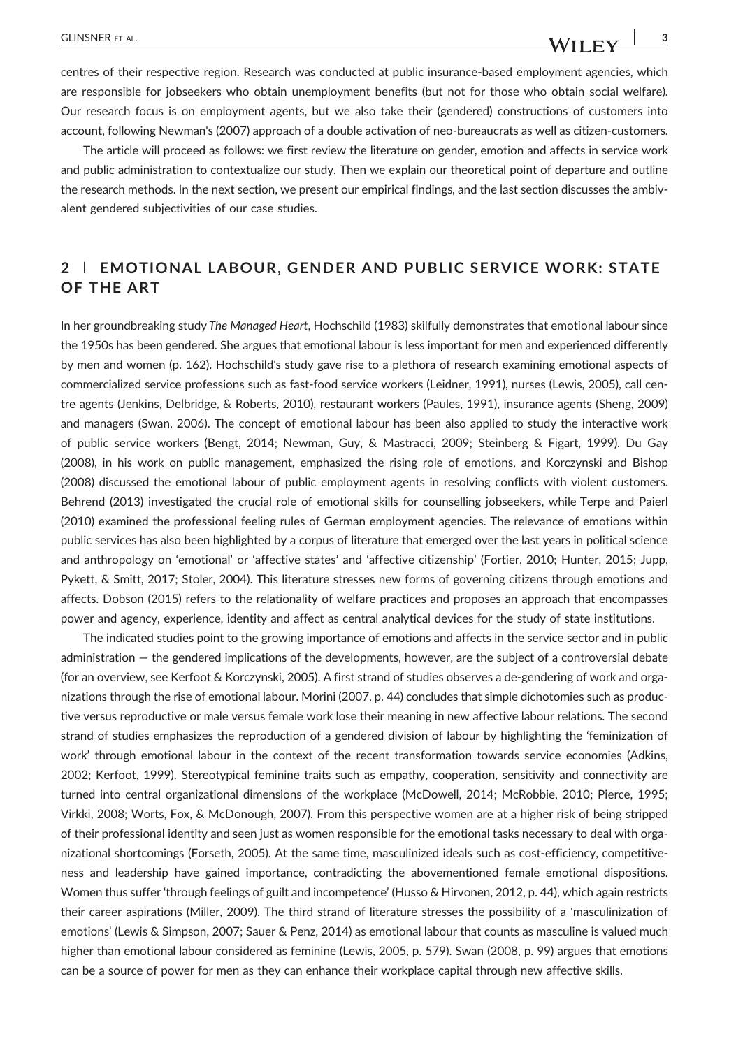centres of their respective region. Research was conducted at public insurance-based employment agencies, which are responsible for jobseekers who obtain unemployment benefits (but not for those who obtain social welfare). Our research focus is on employment agents, but we also take their (gendered) constructions of customers into account, following Newman's (2007) approach of a double activation of neo-bureaucrats as well as citizen-customers.

The article will proceed as follows: we first review the literature on gender, emotion and affects in service work and public administration to contextualize our study. Then we explain our theoretical point of departure and outline the research methods. In the next section, we present our empirical findings, and the last section discusses the ambivalent gendered subjectivities of our case studies.

## 2 | EMOTIONAL LABOUR, GENDER AND PUBLIC SERVICE WORK: STATE OF THE ART

In her groundbreaking study *The Managed Heart*, Hochschild (1983) skilfully demonstrates that emotional labour since the 1950s has been gendered. She argues that emotional labour is less important for men and experienced differently by men and women (p. 162). Hochschild's study gave rise to a plethora of research examining emotional aspects of commercialized service professions such as fast-food service workers (Leidner, 1991), nurses (Lewis, 2005), call centre agents (Jenkins, Delbridge, & Roberts, 2010), restaurant workers (Paules, 1991), insurance agents (Sheng, 2009) and managers (Swan, 2006). The concept of emotional labour has been also applied to study the interactive work of public service workers (Bengt, 2014; Newman, Guy, & Mastracci, 2009; Steinberg & Figart, 1999). Du Gay (2008), in his work on public management, emphasized the rising role of emotions, and Korczynski and Bishop (2008) discussed the emotional labour of public employment agents in resolving conflicts with violent customers. Behrend (2013) investigated the crucial role of emotional skills for counselling jobseekers, while Terpe and Paierl (2010) examined the professional feeling rules of German employment agencies. The relevance of emotions within public services has also been highlighted by a corpus of literature that emerged over the last years in political science and anthropology on 'emotional' or 'affective states' and 'affective citizenship' (Fortier, 2010; Hunter, 2015; Jupp, Pykett, & Smitt, 2017; Stoler, 2004). This literature stresses new forms of governing citizens through emotions and affects. Dobson (2015) refers to the relationality of welfare practices and proposes an approach that encompasses power and agency, experience, identity and affect as central analytical devices for the study of state institutions.

The indicated studies point to the growing importance of emotions and affects in the service sector and in public administration — the gendered implications of the developments, however, are the subject of a controversial debate (for an overview, see Kerfoot & Korczynski, 2005). A first strand of studies observes a de-gendering of work and organizations through the rise of emotional labour. Morini (2007, p. 44) concludes that simple dichotomies such as productive versus reproductive or male versus female work lose their meaning in new affective labour relations. The second strand of studies emphasizes the reproduction of a gendered division of labour by highlighting the 'feminization of work' through emotional labour in the context of the recent transformation towards service economies (Adkins, 2002; Kerfoot, 1999). Stereotypical feminine traits such as empathy, cooperation, sensitivity and connectivity are turned into central organizational dimensions of the workplace (McDowell, 2014; McRobbie, 2010; Pierce, 1995; Virkki, 2008; Worts, Fox, & McDonough, 2007). From this perspective women are at a higher risk of being stripped of their professional identity and seen just as women responsible for the emotional tasks necessary to deal with organizational shortcomings (Forseth, 2005). At the same time, masculinized ideals such as cost-efficiency, competitiveness and leadership have gained importance, contradicting the abovementioned female emotional dispositions. Women thus suffer 'through feelings of guilt and incompetence' (Husso & Hirvonen, 2012, p. 44), which again restricts their career aspirations (Miller, 2009). The third strand of literature stresses the possibility of a 'masculinization of emotions' (Lewis & Simpson, 2007; Sauer & Penz, 2014) as emotional labour that counts as masculine is valued much higher than emotional labour considered as feminine (Lewis, 2005, p. 579). Swan (2008, p. 99) argues that emotions can be a source of power for men as they can enhance their workplace capital through new affective skills.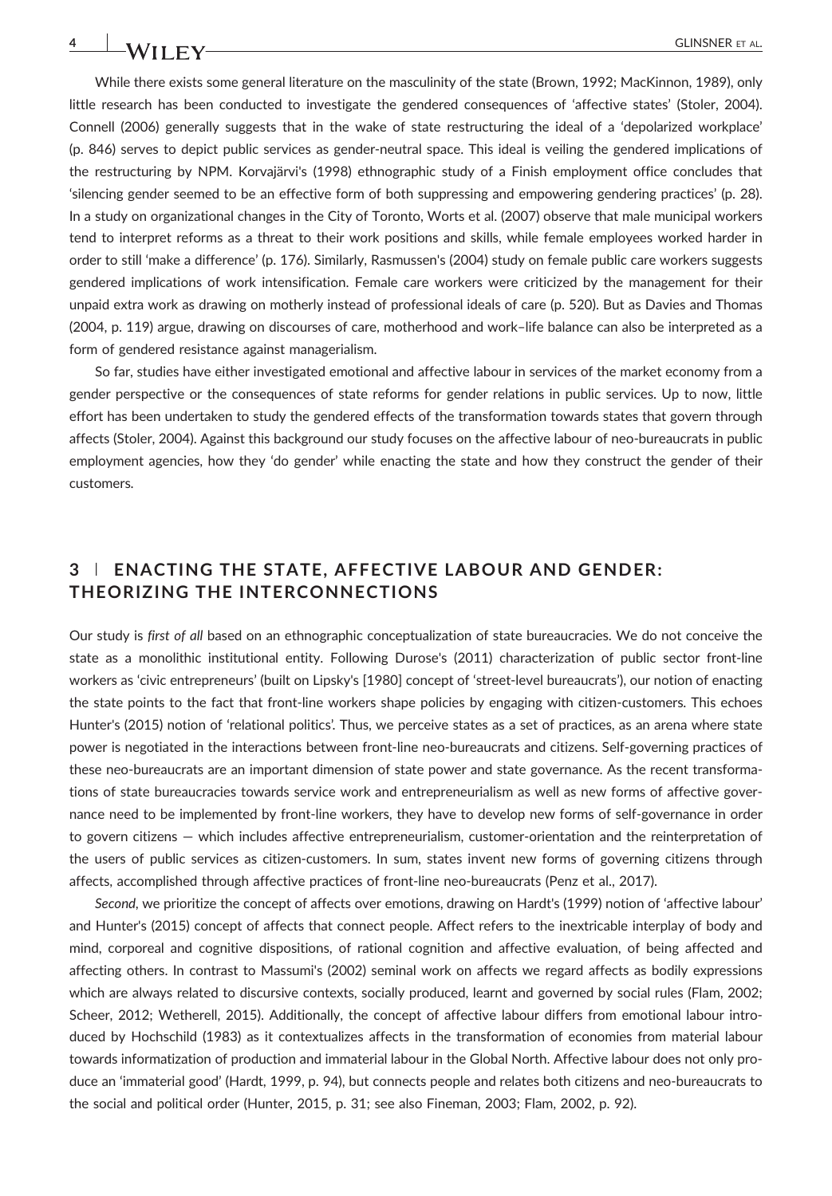While there exists some general literature on the masculinity of the state (Brown, 1992; MacKinnon, 1989), only little research has been conducted to investigate the gendered consequences of 'affective states' (Stoler, 2004). Connell (2006) generally suggests that in the wake of state restructuring the ideal of a 'depolarized workplace' (p. 846) serves to depict public services as gender-neutral space. This ideal is veiling the gendered implications of the restructuring by NPM. Korvajärvi's (1998) ethnographic study of a Finish employment office concludes that 'silencing gender seemed to be an effective form of both suppressing and empowering gendering practices' (p. 28). In a study on organizational changes in the City of Toronto, Worts et al. (2007) observe that male municipal workers tend to interpret reforms as a threat to their work positions and skills, while female employees worked harder in order to still 'make a difference' (p. 176). Similarly, Rasmussen's (2004) study on female public care workers suggests gendered implications of work intensification. Female care workers were criticized by the management for their unpaid extra work as drawing on motherly instead of professional ideals of care (p. 520). But as Davies and Thomas (2004, p. 119) argue, drawing on discourses of care, motherhood and work–life balance can also be interpreted as a form of gendered resistance against managerialism.

So far, studies have either investigated emotional and affective labour in services of the market economy from a gender perspective or the consequences of state reforms for gender relations in public services. Up to now, little effort has been undertaken to study the gendered effects of the transformation towards states that govern through affects (Stoler, 2004). Against this background our study focuses on the affective labour of neo-bureaucrats in public employment agencies, how they 'do gender' while enacting the state and how they construct the gender of their customers.

## 3 | ENACTING THE STATE, AFFECTIVE LABOUR AND GENDER: THEORIZING THE INTERCONNECTIONS

Our study is *first of all* based on an ethnographic conceptualization of state bureaucracies. We do not conceive the state as a monolithic institutional entity. Following Durose's (2011) characterization of public sector front-line workers as 'civic entrepreneurs' (built on Lipsky's [1980] concept of 'street-level bureaucrats'), our notion of enacting the state points to the fact that front-line workers shape policies by engaging with citizen-customers. This echoes Hunter's (2015) notion of 'relational politics'. Thus, we perceive states as a set of practices, as an arena where state power is negotiated in the interactions between front-line neo-bureaucrats and citizens. Self-governing practices of these neo-bureaucrats are an important dimension of state power and state governance. As the recent transformations of state bureaucracies towards service work and entrepreneurialism as well as new forms of affective governance need to be implemented by front-line workers, they have to develop new forms of self-governance in order to govern citizens — which includes affective entrepreneurialism, customer-orientation and the reinterpretation of the users of public services as citizen-customers. In sum, states invent new forms of governing citizens through affects, accomplished through affective practices of front-line neo-bureaucrats (Penz et al., 2017).

*Second*, we prioritize the concept of affects over emotions, drawing on Hardt's (1999) notion of 'affective labour' and Hunter's (2015) concept of affects that connect people. Affect refers to the inextricable interplay of body and mind, corporeal and cognitive dispositions, of rational cognition and affective evaluation, of being affected and affecting others. In contrast to Massumi's (2002) seminal work on affects we regard affects as bodily expressions which are always related to discursive contexts, socially produced, learnt and governed by social rules (Flam, 2002; Scheer, 2012; Wetherell, 2015). Additionally, the concept of affective labour differs from emotional labour introduced by Hochschild (1983) as it contextualizes affects in the transformation of economies from material labour towards informatization of production and immaterial labour in the Global North. Affective labour does not only produce an 'immaterial good' (Hardt, 1999, p. 94), but connects people and relates both citizens and neo-bureaucrats to the social and political order (Hunter, 2015, p. 31; see also Fineman, 2003; Flam, 2002, p. 92).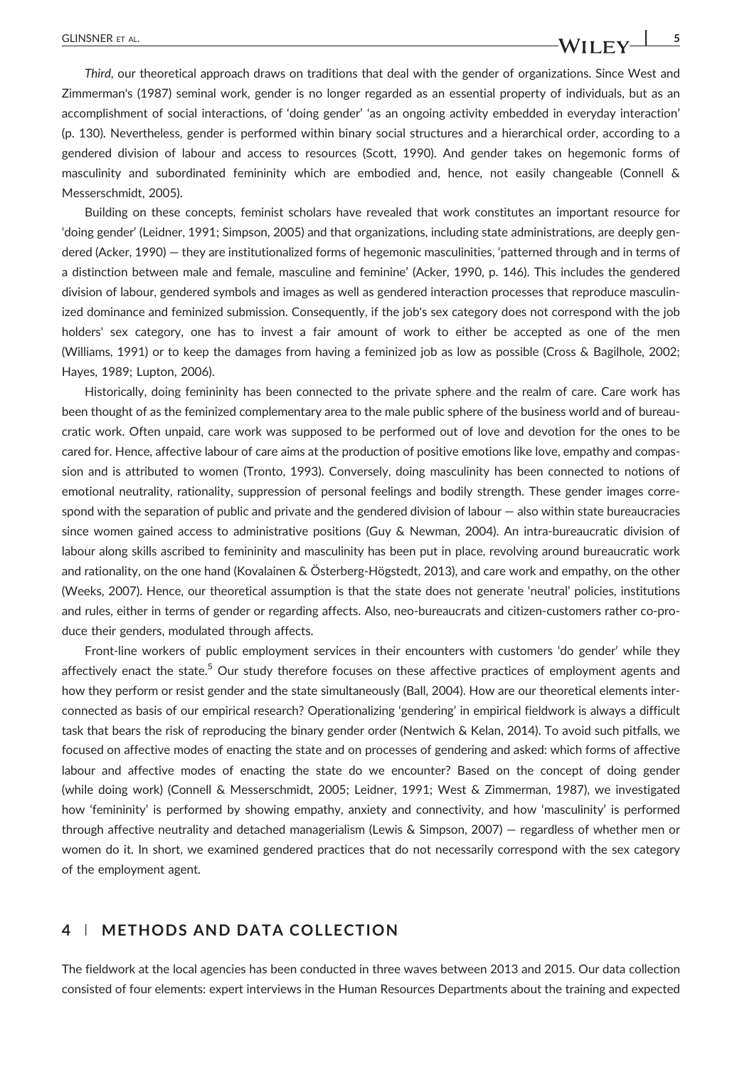*Third*, our theoretical approach draws on traditions that deal with the gender of organizations. Since West and Zimmerman's (1987) seminal work, gender is no longer regarded as an essential property of individuals, but as an accomplishment of social interactions, of 'doing gender' 'as an ongoing activity embedded in everyday interaction' (p. 130). Nevertheless, gender is performed within binary social structures and a hierarchical order, according to a gendered division of labour and access to resources (Scott, 1990). And gender takes on hegemonic forms of masculinity and subordinated femininity which are embodied and, hence, not easily changeable (Connell & Messerschmidt, 2005).

Building on these concepts, feminist scholars have revealed that work constitutes an important resource for 'doing gender' (Leidner, 1991; Simpson, 2005) and that organizations, including state administrations, are deeply gendered (Acker, 1990) — they are institutionalized forms of hegemonic masculinities, 'patterned through and in terms of a distinction between male and female, masculine and feminine' (Acker, 1990, p. 146). This includes the gendered division of labour, gendered symbols and images as well as gendered interaction processes that reproduce masculinized dominance and feminized submission. Consequently, if the job's sex category does not correspond with the job holders' sex category, one has to invest a fair amount of work to either be accepted as one of the men (Williams, 1991) or to keep the damages from having a feminized job as low as possible (Cross & Bagilhole, 2002; Hayes, 1989; Lupton, 2006).

Historically, doing femininity has been connected to the private sphere and the realm of care. Care work has been thought of as the feminized complementary area to the male public sphere of the business world and of bureaucratic work. Often unpaid, care work was supposed to be performed out of love and devotion for the ones to be cared for. Hence, affective labour of care aims at the production of positive emotions like love, empathy and compassion and is attributed to women (Tronto, 1993). Conversely, doing masculinity has been connected to notions of emotional neutrality, rationality, suppression of personal feelings and bodily strength. These gender images correspond with the separation of public and private and the gendered division of labour — also within state bureaucracies since women gained access to administrative positions (Guy & Newman, 2004). An intra-bureaucratic division of labour along skills ascribed to femininity and masculinity has been put in place, revolving around bureaucratic work and rationality, on the one hand (Kovalainen & Österberg-Högstedt, 2013), and care work and empathy, on the other (Weeks, 2007). Hence, our theoretical assumption is that the state does not generate 'neutral' policies, institutions and rules, either in terms of gender or regarding affects. Also, neo-bureaucrats and citizen-customers rather co-produce their genders, modulated through affects.

Front-line workers of public employment services in their encounters with customers 'do gender' while they affectively enact the state.[5] Our study therefore focuses on these affective practices of employment agents and how they perform or resist gender and the state simultaneously (Ball, 2004). How are our theoretical elements interconnected as basis of our empirical research? Operationalizing 'gendering' in empirical fieldwork is always a difficult task that bears the risk of reproducing the binary gender order (Nentwich & Kelan, 2014). To avoid such pitfalls, we focused on affective modes of enacting the state and on processes of gendering and asked: which forms of affective labour and affective modes of enacting the state do we encounter? Based on the concept of doing gender (while doing work) (Connell & Messerschmidt, 2005; Leidner, 1991; West & Zimmerman, 1987), we investigated how 'femininity' is performed by showing empathy, anxiety and connectivity, and how 'masculinity' is performed through affective neutrality and detached managerialism (Lewis & Simpson, 2007) — regardless of whether men or women do it. In short, we examined gendered practices that do not necessarily correspond with the sex category of the employment agent.

## 4 | METHODS AND DATA COLLECTION

The fieldwork at the local agencies has been conducted in three waves between 2013 and 2015. Our data collection consisted of four elements: expert interviews in the Human Resources Departments about the training and expected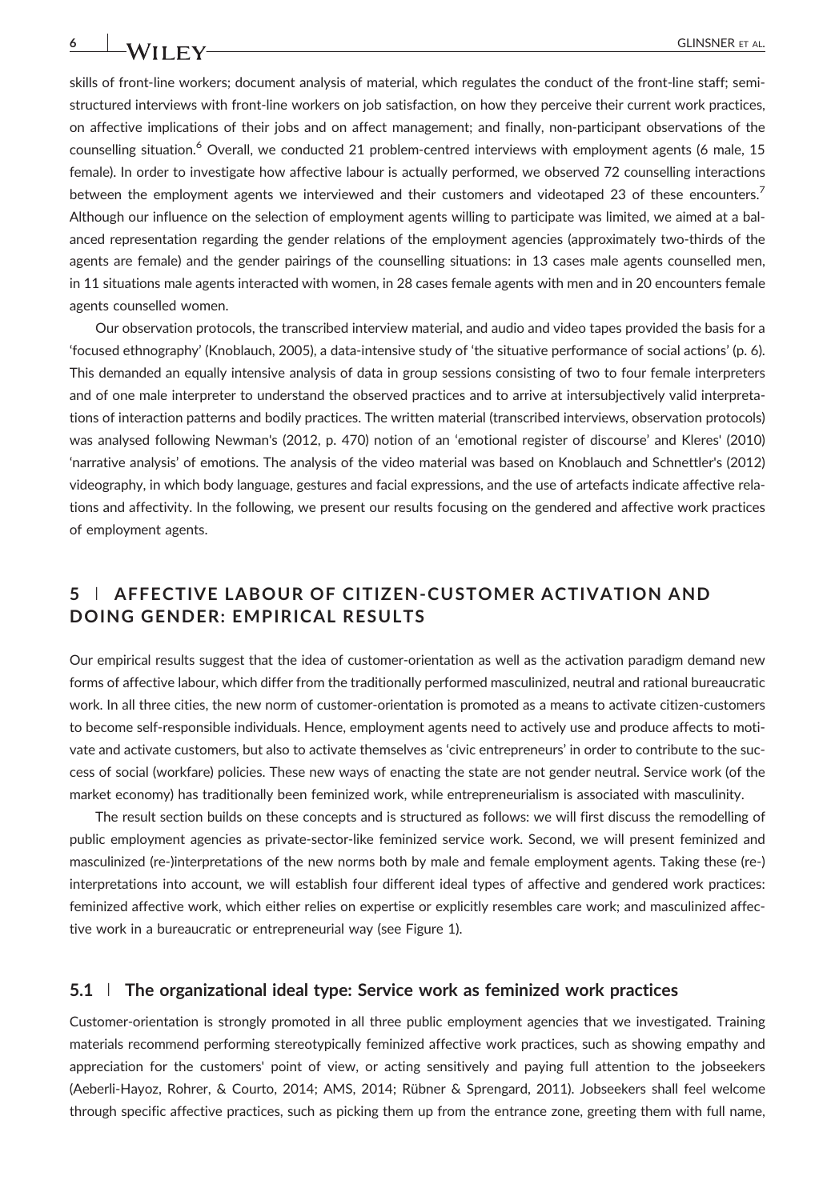skills of front-line workers; document analysis of material, which regulates the conduct of the front-line staff; semi-structured interviews with front-line workers on job satisfaction, on how they perceive their current work practices, on affective implications of their jobs and on affect management; and finally, non-participant observations of the counselling situation.[6] Overall, we conducted 21 problem-centred interviews with employment agents (6 male, 15 female). In order to investigate how affective labour is actually performed, we observed 72 counselling interactions between the employment agents we interviewed and their customers and videotaped 23 of these encounters.[7] Although our influence on the selection of employment agents willing to participate was limited, we aimed at a balanced representation regarding the gender relations of the employment agencies (approximately two-thirds of the agents are female) and the gender pairings of the counselling situations: in 13 cases male agents counselled men, in 11 situations male agents interacted with women, in 28 cases female agents with men and in 20 encounters female agents counselled women.

Our observation protocols, the transcribed interview material, and audio and video tapes provided the basis for a 'focused ethnography' (Knoblauch, 2005), a data-intensive study of 'the situative performance of social actions' (p. 6). This demanded an equally intensive analysis of data in group sessions consisting of two to four female interpreters and of one male interpreter to understand the observed practices and to arrive at intersubjectively valid interpretations of interaction patterns and bodily practices. The written material (transcribed interviews, observation protocols) was analysed following Newman's (2012, p. 470) notion of an 'emotional register of discourse' and Kleres' (2010) 'narrative analysis' of emotions. The analysis of the video material was based on Knoblauch and Schnettler's (2012) videography, in which body language, gestures and facial expressions, and the use of artefacts indicate affective relations and affectivity. In the following, we present our results focusing on the gendered and affective work practices of employment agents.

## 5 | AFFECTIVE LABOUR OF CITIZEN-CUSTOMER ACTIVATION AND DOING GENDER: EMPIRICAL RESULTS

Our empirical results suggest that the idea of customer-orientation as well as the activation paradigm demand new forms of affective labour, which differ from the traditionally performed masculinized, neutral and rational bureaucratic work. In all three cities, the new norm of customer-orientation is promoted as a means to activate citizen-customers to become self-responsible individuals. Hence, employment agents need to actively use and produce affects to motivate and activate customers, but also to activate themselves as 'civic entrepreneurs' in order to contribute to the success of social (workfare) policies. These new ways of enacting the state are not gender neutral. Service work (of the market economy) has traditionally been feminized work, while entrepreneurialism is associated with masculinity.

The result section builds on these concepts and is structured as follows: we will first discuss the remodelling of public employment agencies as private-sector-like feminized service work. Second, we will present feminized and masculinized (re-)interpretations of the new norms both by male and female employment agents. Taking these (re-)interpretations into account, we will establish four different ideal types of affective and gendered work practices: feminized affective work, which either relies on expertise or explicitly resembles care work; and masculinized affective work in a bureaucratic or entrepreneurial way (see Figure 1).

### 5.1 | The organizational ideal type: Service work as feminized work practices

Customer-orientation is strongly promoted in all three public employment agencies that we investigated. Training materials recommend performing stereotypically feminized affective work practices, such as showing empathy and appreciation for the customers' point of view, or acting sensitively and paying full attention to the jobseekers (Aeberli-Hayoz, Rohrer, & Courto, 2014; AMS, 2014; Rübner & Sprengard, 2011). Jobseekers shall feel welcome through specific affective practices, such as picking them up from the entrance zone, greeting them with full name,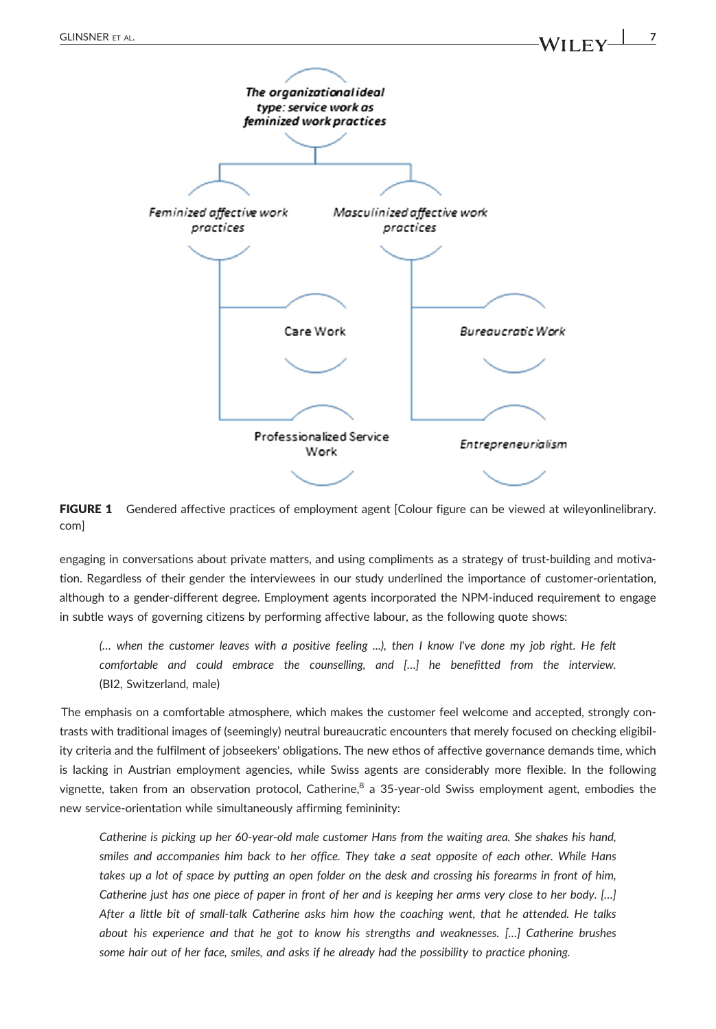The organizational ideal type: service work as feminized work practices

- Feminized affective work practices
  - Care Work
  - Professionalized Service Work
- Masculinized affective work practices
  - Bureaucratic Work
  - Entrepreneurialism

**FIGURE 1** Gendered affective practices of employment agent [Colour figure can be viewed at wileyonlinelibrary.com]

engaging in conversations about private matters, and using compliments as a strategy of trust-building and motivation. Regardless of their gender the interviewees in our study underlined the importance of customer-orientation, although to a gender-different degree. Employment agents incorporated the NPM-induced requirement to engage in subtle ways of governing citizens by performing affective labour, as the following quote shows:

> *(… when the customer leaves with a positive feeling …), then I know I've done my job right. He felt comfortable and could embrace the counselling, and […] he benefitted from the interview.* (BI2, Switzerland, male)

The emphasis on a comfortable atmosphere, which makes the customer feel welcome and accepted, strongly contrasts with traditional images of (seemingly) neutral bureaucratic encounters that merely focused on checking eligibility criteria and the fulfilment of jobseekers' obligations. The new ethos of affective governance demands time, which is lacking in Austrian employment agencies, while Swiss agents are considerably more flexible. In the following vignette, taken from an observation protocol, Catherine,[8] a 35-year-old Swiss employment agent, embodies the new service-orientation while simultaneously affirming femininity:

> *Catherine is picking up her 60-year-old male customer Hans from the waiting area. She shakes his hand, smiles and accompanies him back to her office. They take a seat opposite of each other. While Hans takes up a lot of space by putting an open folder on the desk and crossing his forearms in front of him, Catherine just has one piece of paper in front of her and is keeping her arms very close to her body. […] After a little bit of small-talk Catherine asks him how the coaching went, that he attended. He talks about his experience and that he got to know his strengths and weaknesses. […] Catherine brushes some hair out of her face, smiles, and asks if he already had the possibility to practice phoning.*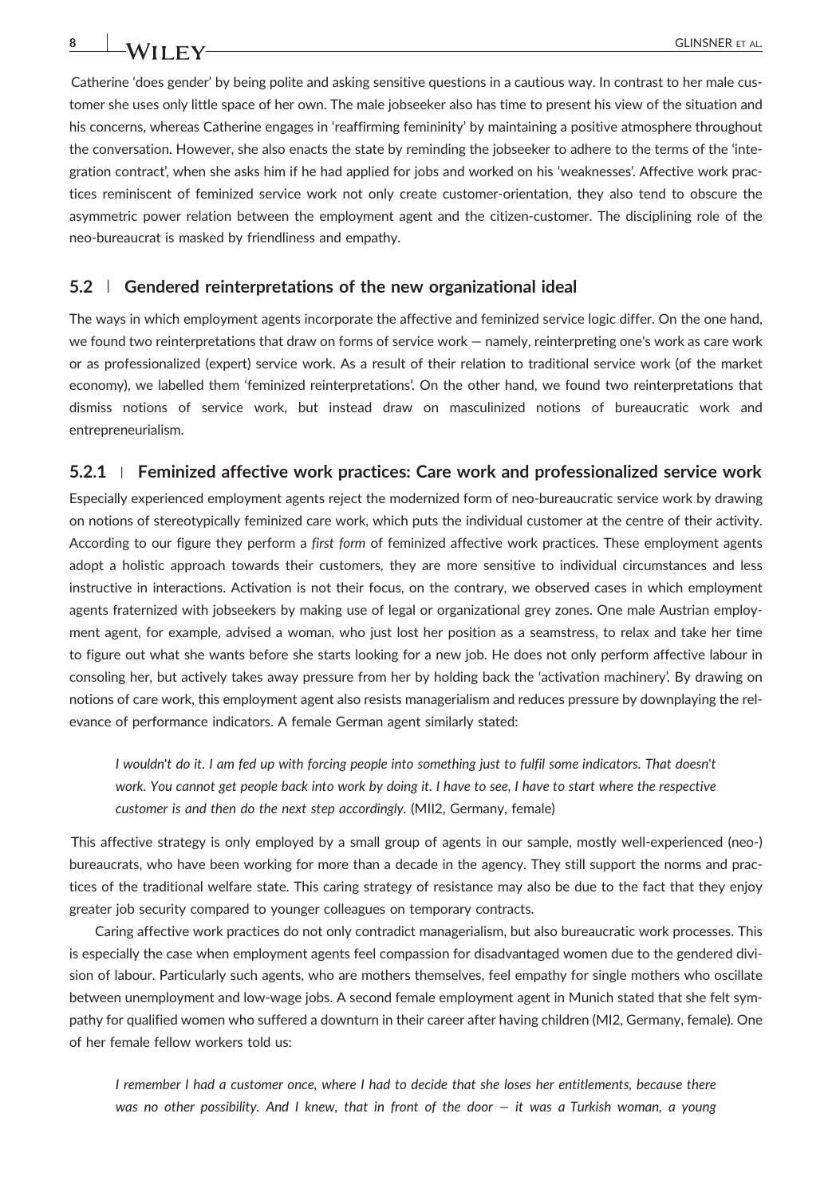Catherine 'does gender' by being polite and asking sensitive questions in a cautious way. In contrast to her male customer she uses only little space of her own. The male jobseeker also has time to present his view of the situation and his concerns, whereas Catherine engages in 'reaffirming femininity' by maintaining a positive atmosphere throughout the conversation. However, she also enacts the state by reminding the jobseeker to adhere to the terms of the 'integration contract', when she asks him if he had applied for jobs and worked on his 'weaknesses'. Affective work practices reminiscent of feminized service work not only create customer-orientation, they also tend to obscure the asymmetric power relation between the employment agent and the citizen-customer. The disciplining role of the neo-bureaucrat is masked by friendliness and empathy.

### 5.2 | Gendered reinterpretations of the new organizational ideal

The ways in which employment agents incorporate the affective and feminized service logic differ. On the one hand, we found two reinterpretations that draw on forms of service work — namely, reinterpreting one's work as care work or as professionalized (expert) service work. As a result of their relation to traditional service work (of the market economy), we labelled them 'feminized reinterpretations'. On the other hand, we found two reinterpretations that dismiss notions of service work, but instead draw on masculinized notions of bureaucratic work and entrepreneurialism.

#### 5.2.1 | Feminized affective work practices: Care work and professionalized service work

Especially experienced employment agents reject the modernized form of neo-bureaucratic service work by drawing on notions of stereotypically feminized care work, which puts the individual customer at the centre of their activity. According to our figure they perform a *first form* of feminized affective work practices. These employment agents adopt a holistic approach towards their customers, they are more sensitive to individual circumstances and less instructive in interactions. Activation is not their focus, on the contrary, we observed cases in which employment agents fraternized with jobseekers by making use of legal or organizational grey zones. One male Austrian employment agent, for example, advised a woman, who just lost her position as a seamstress, to relax and take her time to figure out what she wants before she starts looking for a new job. He does not only perform affective labour in consoling her, but actively takes away pressure from her by holding back the 'activation machinery'. By drawing on notions of care work, this employment agent also resists managerialism and reduces pressure by downplaying the relevance of performance indicators. A female German agent similarly stated:

> *I wouldn't do it. I am fed up with forcing people into something just to fulfil some indicators. That doesn't work. You cannot get people back into work by doing it. I have to see, I have to start where the respective customer is and then do the next step accordingly.* (MII2, Germany, female)

This affective strategy is only employed by a small group of agents in our sample, mostly well-experienced (neo-) bureaucrats, who have been working for more than a decade in the agency. They still support the norms and practices of the traditional welfare state. This caring strategy of resistance may also be due to the fact that they enjoy greater job security compared to younger colleagues on temporary contracts.

Caring affective work practices do not only contradict managerialism, but also bureaucratic work processes. This is especially the case when employment agents feel compassion for disadvantaged women due to the gendered division of labour. Particularly such agents, who are mothers themselves, feel empathy for single mothers who oscillate between unemployment and low-wage jobs. A second female employment agent in Munich stated that she felt sympathy for qualified women who suffered a downturn in their career after having children (MI2, Germany, female). One of her female fellow workers told us:

> *I remember I had a customer once, where I had to decide that she loses her entitlements, because there was no other possibility. And I knew, that in front of the door — it was a Turkish woman, a young*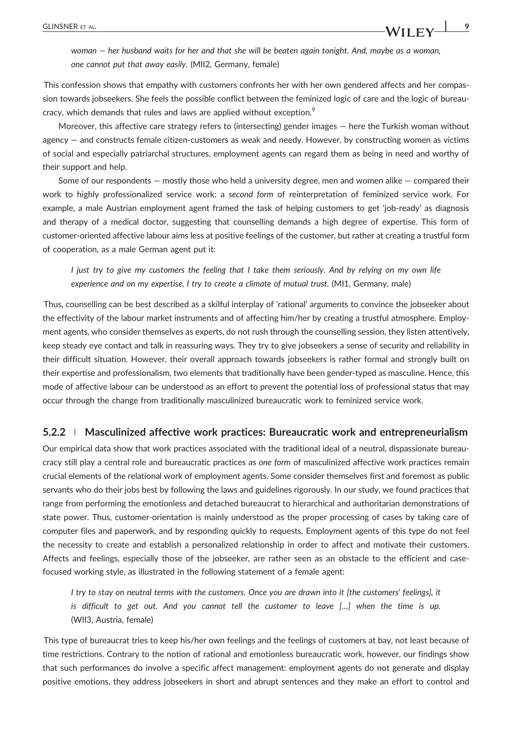*woman — her husband waits for her and that she will be beaten again tonight. And, maybe as a woman, one cannot put that away easily.* (MII2, Germany, female)

This confession shows that empathy with customers confronts her with her own gendered affects and her compassion towards jobseekers. She feels the possible conflict between the feminized logic of care and the logic of bureaucracy, which demands that rules and laws are applied without exception.[9]

Moreover, this affective care strategy refers to (intersecting) gender images — here the Turkish woman without agency — and constructs female citizen-customers as weak and needy. However, by constructing women as victims of social and especially patriarchal structures, employment agents can regard them as being in need and worthy of their support and help.

Some of our respondents — mostly those who held a university degree, men and women alike — compared their work to highly professionalized service work: a *second form* of reinterpretation of feminized service work. For example, a male Austrian employment agent framed the task of helping customers to get 'job-ready' as diagnosis and therapy of a medical doctor, suggesting that counselling demands a high degree of expertise. This form of customer-oriented affective labour aims less at positive feelings of the customer, but rather at creating a trustful form of cooperation, as a male German agent put it:

> *I just try to give my customers the feeling that I take them seriously. And by relying on my own life experience and on my expertise, I try to create a climate of mutual trust.* (MI1, Germany, male)

Thus, counselling can be best described as a skilful interplay of 'rational' arguments to convince the jobseeker about the effectivity of the labour market instruments and of affecting him/her by creating a trustful atmosphere. Employment agents, who consider themselves as experts, do not rush through the counselling session, they listen attentively, keep steady eye contact and talk in reassuring ways. They try to give jobseekers a sense of security and reliability in their difficult situation. However, their overall approach towards jobseekers is rather formal and strongly built on their expertise and professionalism, two elements that traditionally have been gender-typed as masculine. Hence, this mode of affective labour can be understood as an effort to prevent the potential loss of professional status that may occur through the change from traditionally masculinized bureaucratic work to feminized service work.

### 5.2.2 | Masculinized affective work practices: Bureaucratic work and entrepreneurialism

Our empirical data show that work practices associated with the traditional ideal of a neutral, dispassionate bureaucracy still play a central role and bureaucratic practices as *one form* of masculinized affective work practices remain crucial elements of the relational work of employment agents. Some consider themselves first and foremost as public servants who do their jobs best by following the laws and guidelines rigorously. In our study, we found practices that range from performing the emotionless and detached bureaucrat to hierarchical and authoritarian demonstrations of state power. Thus, customer-orientation is mainly understood as the proper processing of cases by taking care of computer files and paperwork, and by responding quickly to requests. Employment agents of this type do not feel the necessity to create and establish a personalized relationship in order to affect and motivate their customers. Affects and feelings, especially those of the jobseeker, are rather seen as an obstacle to the efficient and case-focused working style, as illustrated in the following statement of a female agent:

> *I try to stay on neutral terms with the customers. Once you are drawn into it [the customers' feelings], it is difficult to get out. And you cannot tell the customer to leave [...] when the time is up.* (WII3, Austria, female)

This type of bureaucrat tries to keep his/her own feelings and the feelings of customers at bay, not least because of time restrictions. Contrary to the notion of rational and emotionless bureaucratic work, however, our findings show that such performances do involve a specific affect management: employment agents do not generate and display positive emotions, they address jobseekers in short and abrupt sentences and they make an effort to control and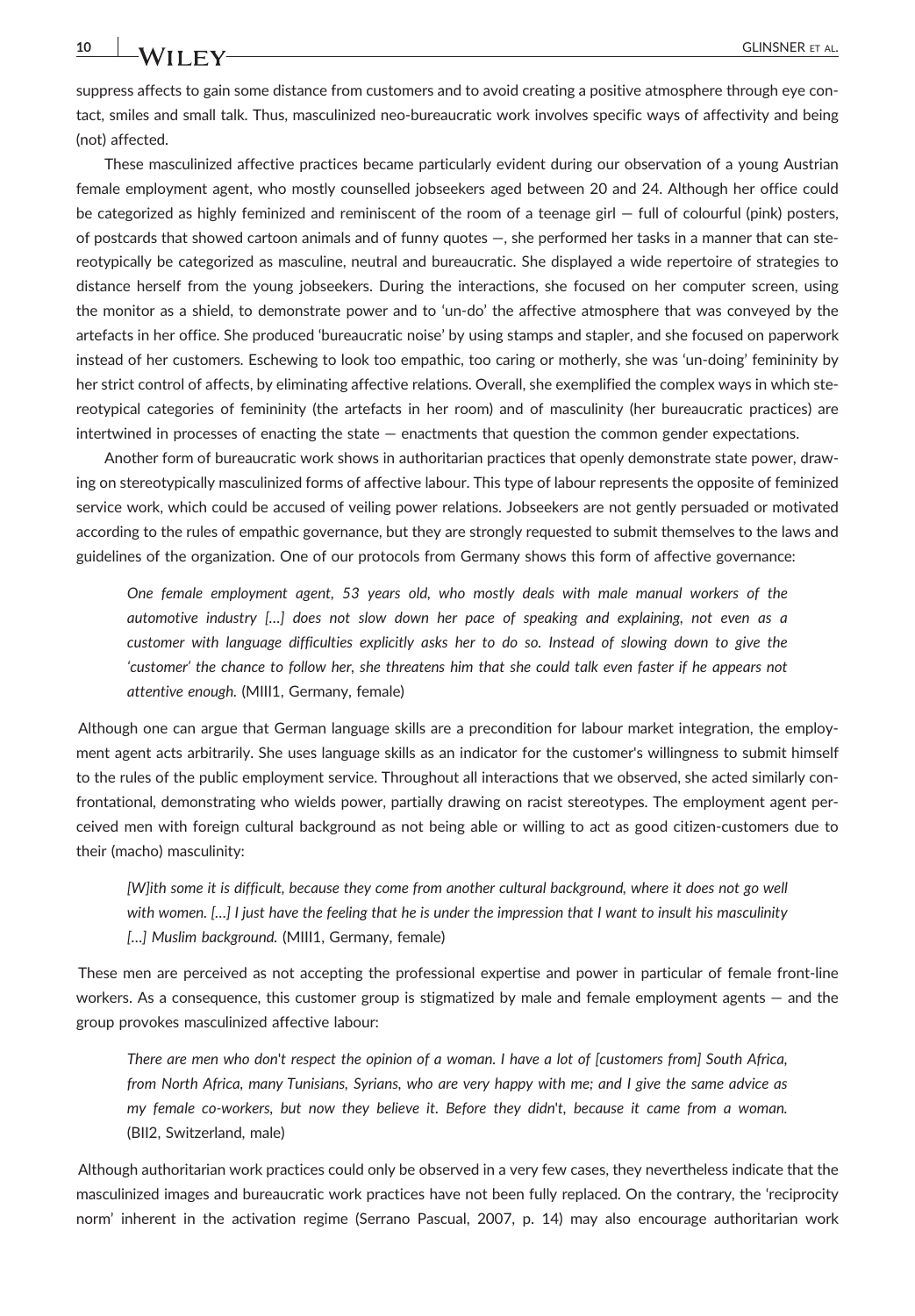suppress affects to gain some distance from customers and to avoid creating a positive atmosphere through eye contact, smiles and small talk. Thus, masculinized neo-bureaucratic work involves specific ways of affectivity and being (not) affected.

These masculinized affective practices became particularly evident during our observation of a young Austrian female employment agent, who mostly counselled jobseekers aged between 20 and 24. Although her office could be categorized as highly feminized and reminiscent of the room of a teenage girl — full of colourful (pink) posters, of postcards that showed cartoon animals and of funny quotes —, she performed her tasks in a manner that can stereotypically be categorized as masculine, neutral and bureaucratic. She displayed a wide repertoire of strategies to distance herself from the young jobseekers. During the interactions, she focused on her computer screen, using the monitor as a shield, to demonstrate power and to 'un-do' the affective atmosphere that was conveyed by the artefacts in her office. She produced 'bureaucratic noise' by using stamps and stapler, and she focused on paperwork instead of her customers. Eschewing to look too empathic, too caring or motherly, she was 'un-doing' femininity by her strict control of affects, by eliminating affective relations. Overall, she exemplified the complex ways in which stereotypical categories of femininity (the artefacts in her room) and of masculinity (her bureaucratic practices) are intertwined in processes of enacting the state — enactments that question the common gender expectations.

Another form of bureaucratic work shows in authoritarian practices that openly demonstrate state power, drawing on stereotypically masculinized forms of affective labour. This type of labour represents the opposite of feminized service work, which could be accused of veiling power relations. Jobseekers are not gently persuaded or motivated according to the rules of empathic governance, but they are strongly requested to submit themselves to the laws and guidelines of the organization. One of our protocols from Germany shows this form of affective governance:

> *One female employment agent, 53 years old, who mostly deals with male manual workers of the automotive industry […] does not slow down her pace of speaking and explaining, not even as a customer with language difficulties explicitly asks her to do so. Instead of slowing down to give the 'customer' the chance to follow her, she threatens him that she could talk even faster if he appears not attentive enough.* (MIII1, Germany, female)

Although one can argue that German language skills are a precondition for labour market integration, the employment agent acts arbitrarily. She uses language skills as an indicator for the customer's willingness to submit himself to the rules of the public employment service. Throughout all interactions that we observed, she acted similarly confrontational, demonstrating who wields power, partially drawing on racist stereotypes. The employment agent perceived men with foreign cultural background as not being able or willing to act as good citizen-customers due to their (macho) masculinity:

> *[W]ith some it is difficult, because they come from another cultural background, where it does not go well with women. […] I just have the feeling that he is under the impression that I want to insult his masculinity […] Muslim background.* (MIII1, Germany, female)

These men are perceived as not accepting the professional expertise and power in particular of female front-line workers. As a consequence, this customer group is stigmatized by male and female employment agents — and the group provokes masculinized affective labour:

> *There are men who don't respect the opinion of a woman. I have a lot of [customers from] South Africa, from North Africa, many Tunisians, Syrians, who are very happy with me; and I give the same advice as my female co-workers, but now they believe it. Before they didn't, because it came from a woman.* (BII2, Switzerland, male)

Although authoritarian work practices could only be observed in a very few cases, they nevertheless indicate that the masculinized images and bureaucratic work practices have not been fully replaced. On the contrary, the 'reciprocity norm' inherent in the activation regime (Serrano Pascual, 2007, p. 14) may also encourage authoritarian work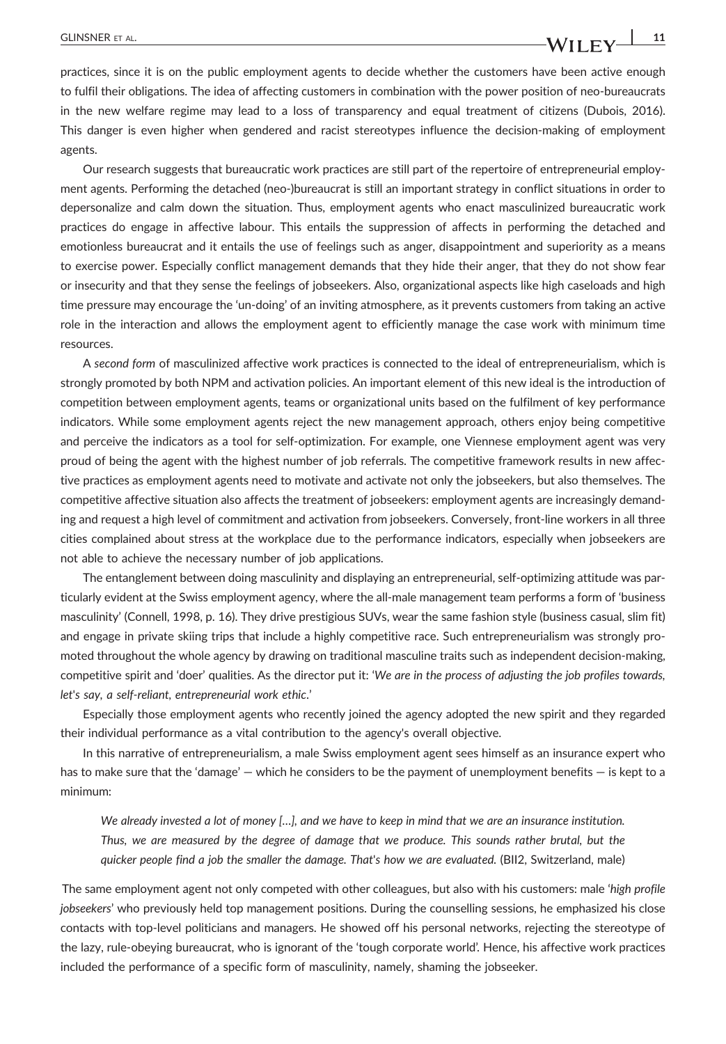practices, since it is on the public employment agents to decide whether the customers have been active enough to fulfil their obligations. The idea of affecting customers in combination with the power position of neo-bureaucrats in the new welfare regime may lead to a loss of transparency and equal treatment of citizens (Dubois, 2016). This danger is even higher when gendered and racist stereotypes influence the decision-making of employment agents.

Our research suggests that bureaucratic work practices are still part of the repertoire of entrepreneurial employment agents. Performing the detached (neo-)bureaucrat is still an important strategy in conflict situations in order to depersonalize and calm down the situation. Thus, employment agents who enact masculinized bureaucratic work practices do engage in affective labour. This entails the suppression of affects in performing the detached and emotionless bureaucrat and it entails the use of feelings such as anger, disappointment and superiority as a means to exercise power. Especially conflict management demands that they hide their anger, that they do not show fear or insecurity and that they sense the feelings of jobseekers. Also, organizational aspects like high caseloads and high time pressure may encourage the 'un-doing' of an inviting atmosphere, as it prevents customers from taking an active role in the interaction and allows the employment agent to efficiently manage the case work with minimum time resources.

A *second form* of masculinized affective work practices is connected to the ideal of entrepreneurialism, which is strongly promoted by both NPM and activation policies. An important element of this new ideal is the introduction of competition between employment agents, teams or organizational units based on the fulfilment of key performance indicators. While some employment agents reject the new management approach, others enjoy being competitive and perceive the indicators as a tool for self-optimization. For example, one Viennese employment agent was very proud of being the agent with the highest number of job referrals. The competitive framework results in new affective practices as employment agents need to motivate and activate not only the jobseekers, but also themselves. The competitive affective situation also affects the treatment of jobseekers: employment agents are increasingly demanding and request a high level of commitment and activation from jobseekers. Conversely, front-line workers in all three cities complained about stress at the workplace due to the performance indicators, especially when jobseekers are not able to achieve the necessary number of job applications.

The entanglement between doing masculinity and displaying an entrepreneurial, self-optimizing attitude was particularly evident at the Swiss employment agency, where the all-male management team performs a form of 'business masculinity' (Connell, 1998, p. 16). They drive prestigious SUVs, wear the same fashion style (business casual, slim fit) and engage in private skiing trips that include a highly competitive race. Such entrepreneurialism was strongly promoted throughout the whole agency by drawing on traditional masculine traits such as independent decision-making, competitive spirit and 'doer' qualities. As the director put it: '*We are in the process of adjusting the job profiles towards, let's say, a self-reliant, entrepreneurial work ethic*.'

Especially those employment agents who recently joined the agency adopted the new spirit and they regarded their individual performance as a vital contribution to the agency's overall objective.

In this narrative of entrepreneurialism, a male Swiss employment agent sees himself as an insurance expert who has to make sure that the 'damage' — which he considers to be the payment of unemployment benefits — is kept to a minimum:

> *We already invested a lot of money […], and we have to keep in mind that we are an insurance institution. Thus, we are measured by the degree of damage that we produce. This sounds rather brutal, but the quicker people find a job the smaller the damage. That's how we are evaluated.* (BII2, Switzerland, male)

The same employment agent not only competed with other colleagues, but also with his customers: male '*high profile jobseekers*' who previously held top management positions. During the counselling sessions, he emphasized his close contacts with top-level politicians and managers. He showed off his personal networks, rejecting the stereotype of the lazy, rule-obeying bureaucrat, who is ignorant of the 'tough corporate world'. Hence, his affective work practices included the performance of a specific form of masculinity, namely, shaming the jobseeker.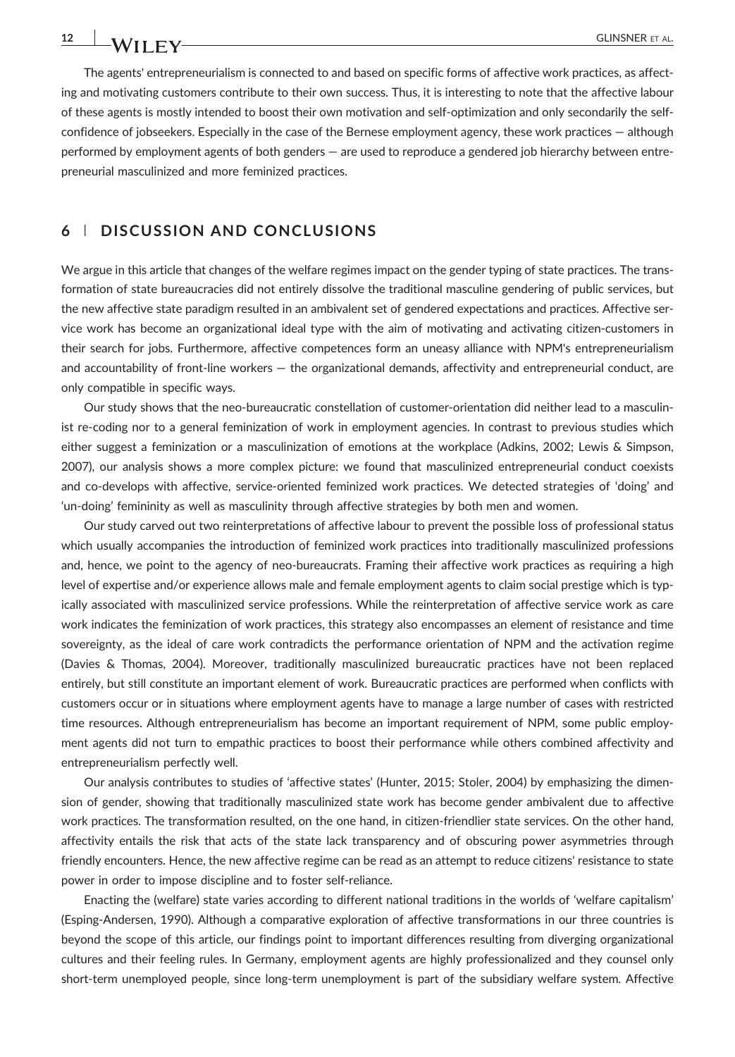The agents' entrepreneurialism is connected to and based on specific forms of affective work practices, as affecting and motivating customers contribute to their own success. Thus, it is interesting to note that the affective labour of these agents is mostly intended to boost their own motivation and self-optimization and only secondarily the self-confidence of jobseekers. Especially in the case of the Bernese employment agency, these work practices — although performed by employment agents of both genders — are used to reproduce a gendered job hierarchy between entrepreneurial masculinized and more feminized practices.

## 6 | DISCUSSION AND CONCLUSIONS

We argue in this article that changes of the welfare regimes impact on the gender typing of state practices. The transformation of state bureaucracies did not entirely dissolve the traditional masculine gendering of public services, but the new affective state paradigm resulted in an ambivalent set of gendered expectations and practices. Affective service work has become an organizational ideal type with the aim of motivating and activating citizen-customers in their search for jobs. Furthermore, affective competences form an uneasy alliance with NPM's entrepreneurialism and accountability of front-line workers — the organizational demands, affectivity and entrepreneurial conduct, are only compatible in specific ways.

Our study shows that the neo-bureaucratic constellation of customer-orientation did neither lead to a masculinist re-coding nor to a general feminization of work in employment agencies. In contrast to previous studies which either suggest a feminization or a masculinization of emotions at the workplace (Adkins, 2002; Lewis & Simpson, 2007), our analysis shows a more complex picture: we found that masculinized entrepreneurial conduct coexists and co-develops with affective, service-oriented feminized work practices. We detected strategies of 'doing' and 'un-doing' femininity as well as masculinity through affective strategies by both men and women.

Our study carved out two reinterpretations of affective labour to prevent the possible loss of professional status which usually accompanies the introduction of feminized work practices into traditionally masculinized professions and, hence, we point to the agency of neo-bureaucrats. Framing their affective work practices as requiring a high level of expertise and/or experience allows male and female employment agents to claim social prestige which is typically associated with masculinized service professions. While the reinterpretation of affective service work as care work indicates the feminization of work practices, this strategy also encompasses an element of resistance and time sovereignty, as the ideal of care work contradicts the performance orientation of NPM and the activation regime (Davies & Thomas, 2004). Moreover, traditionally masculinized bureaucratic practices have not been replaced entirely, but still constitute an important element of work. Bureaucratic practices are performed when conflicts with customers occur or in situations where employment agents have to manage a large number of cases with restricted time resources. Although entrepreneurialism has become an important requirement of NPM, some public employment agents did not turn to empathic practices to boost their performance while others combined affectivity and entrepreneurialism perfectly well.

Our analysis contributes to studies of 'affective states' (Hunter, 2015; Stoler, 2004) by emphasizing the dimension of gender, showing that traditionally masculinized state work has become gender ambivalent due to affective work practices. The transformation resulted, on the one hand, in citizen-friendlier state services. On the other hand, affectivity entails the risk that acts of the state lack transparency and of obscuring power asymmetries through friendly encounters. Hence, the new affective regime can be read as an attempt to reduce citizens' resistance to state power in order to impose discipline and to foster self-reliance.

Enacting the (welfare) state varies according to different national traditions in the worlds of 'welfare capitalism' (Esping-Andersen, 1990). Although a comparative exploration of affective transformations in our three countries is beyond the scope of this article, our findings point to important differences resulting from diverging organizational cultures and their feeling rules. In Germany, employment agents are highly professionalized and they counsel only short-term unemployed people, since long-term unemployment is part of the subsidiary welfare system. Affective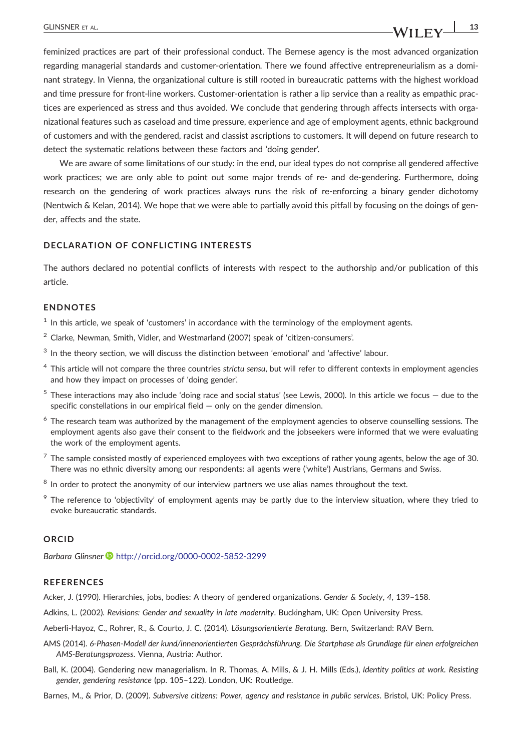feminized practices are part of their professional conduct. The Bernese agency is the most advanced organization regarding managerial standards and customer-orientation. There we found affective entrepreneurialism as a dominant strategy. In Vienna, the organizational culture is still rooted in bureaucratic patterns with the highest workload and time pressure for front-line workers. Customer-orientation is rather a lip service than a reality as empathic practices are experienced as stress and thus avoided. We conclude that gendering through affects intersects with organizational features such as caseload and time pressure, experience and age of employment agents, ethnic background of customers and with the gendered, racist and classist ascriptions to customers. It will depend on future research to detect the systematic relations between these factors and 'doing gender'.

We are aware of some limitations of our study: in the end, our ideal types do not comprise all gendered affective work practices; we are only able to point out some major trends of re- and de-gendering. Furthermore, doing research on the gendering of work practices always runs the risk of re-enforcing a binary gender dichotomy (Nentwich & Kelan, 2014). We hope that we were able to partially avoid this pitfall by focusing on the doings of gender, affects and the state.

## DECLARATION OF CONFLICTING INTERESTS

The authors declared no potential conflicts of interests with respect to the authorship and/or publication of this article.

## ENDNOTES

[1] In this article, we speak of 'customers' in accordance with the terminology of the employment agents.

[2] Clarke, Newman, Smith, Vidler, and Westmarland (2007) speak of 'citizen-consumers'.

[3] In the theory section, we will discuss the distinction between 'emotional' and 'affective' labour.

[4] This article will not compare the three countries *strictu sensu*, but will refer to different contexts in employment agencies and how they impact on processes of 'doing gender'.

[5] These interactions may also include 'doing race and social status' (see Lewis, 2000). In this article we focus — due to the specific constellations in our empirical field — only on the gender dimension.

[6] The research team was authorized by the management of the employment agencies to observe counselling sessions. The employment agents also gave their consent to the fieldwork and the jobseekers were informed that we were evaluating the work of the employment agents.

[7] The sample consisted mostly of experienced employees with two exceptions of rather young agents, below the age of 30. There was no ethnic diversity among our respondents: all agents were ('white') Austrians, Germans and Swiss.

[8] In order to protect the anonymity of our interview partners we use alias names throughout the text.

[9] The reference to 'objectivity' of employment agents may be partly due to the interview situation, where they tried to evoke bureaucratic standards.

## ORCID

*Barbara Glinsner* http://orcid.org/0000-0002-5852-3299

## REFERENCES

Acker, J. (1990). Hierarchies, jobs, bodies: A theory of gendered organizations. *Gender & Society*, *4*, 139–158.

Adkins, L. (2002). *Revisions: Gender and sexuality in late modernity*. Buckingham, UK: Open University Press.

Aeberli-Hayoz, C., Rohrer, R., & Courto, J. C. (2014). *Lösungsorientierte Beratung*. Bern, Switzerland: RAV Bern.

AMS (2014). *6-Phasen-Modell der kund/innenorientierten Gesprächsführung. Die Startphase als Grundlage für einen erfolgreichen AMS-Beratungsprozess*. Vienna, Austria: Author.

Ball, K. (2004). Gendering new managerialism. In R. Thomas, A. Mills, & J. H. Mills (Eds.), *Identity politics at work. Resisting gender, gendering resistance* (pp. 105–122). London, UK: Routledge.

Barnes, M., & Prior, D. (2009). *Subversive citizens: Power, agency and resistance in public services*. Bristol, UK: Policy Press.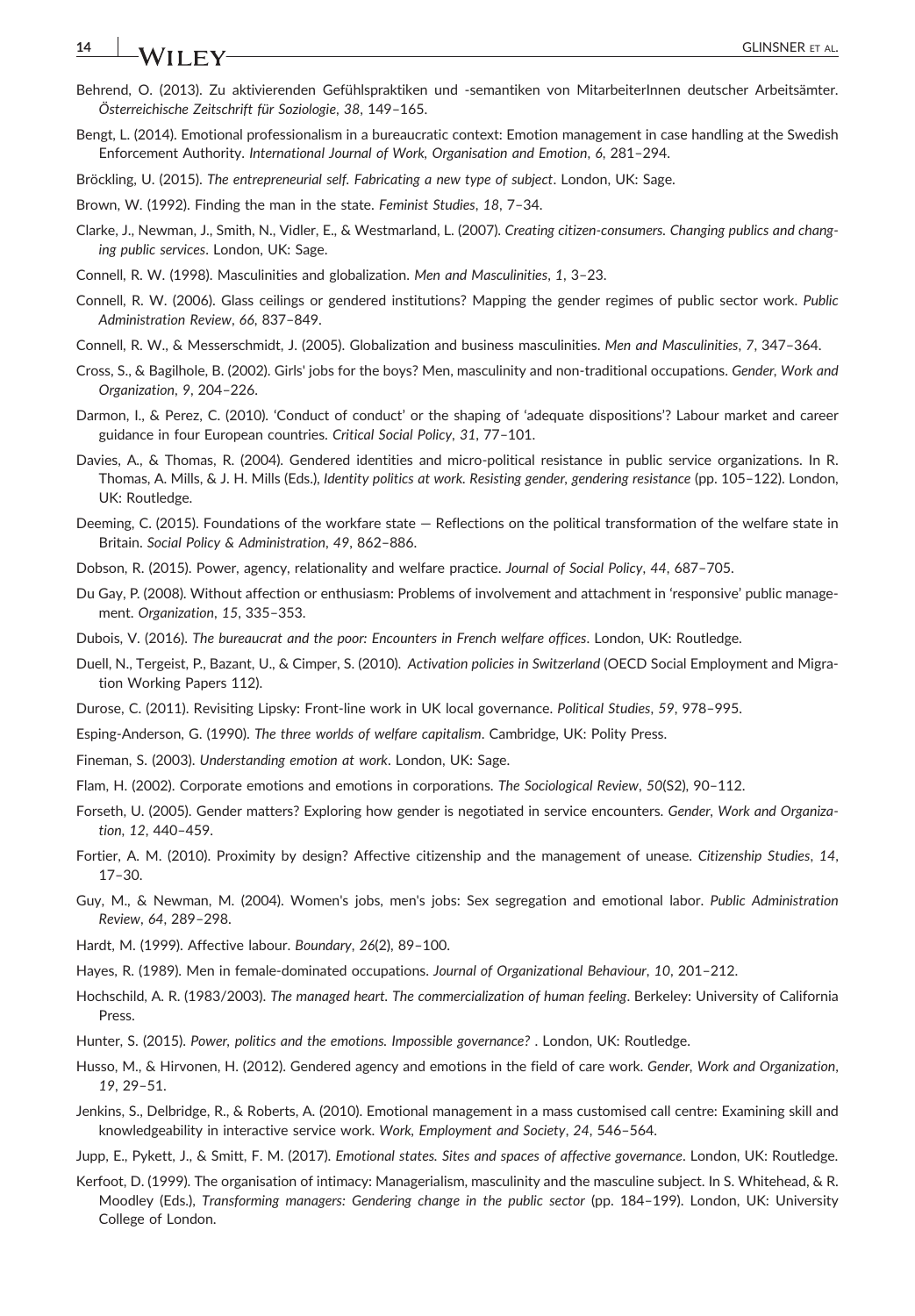Behrend, O. (2013). Zu aktivierenden Gefühlspraktiken und -semantiken von MitarbeiterInnen deutscher Arbeitsämter. *Österreichische Zeitschrift für Soziologie*, *38*, 149–165.

Bengt, L. (2014). Emotional professionalism in a bureaucratic context: Emotion management in case handling at the Swedish Enforcement Authority. *International Journal of Work, Organisation and Emotion*, *6*, 281–294.

Bröckling, U. (2015). *The entrepreneurial self. Fabricating a new type of subject*. London, UK: Sage.

Brown, W. (1992). Finding the man in the state. *Feminist Studies*, *18*, 7–34.

Clarke, J., Newman, J., Smith, N., Vidler, E., & Westmarland, L. (2007). *Creating citizen-consumers. Changing publics and changing public services*. London, UK: Sage.

Connell, R. W. (1998). Masculinities and globalization. *Men and Masculinities*, *1*, 3–23.

Connell, R. W. (2006). Glass ceilings or gendered institutions? Mapping the gender regimes of public sector work. *Public Administration Review*, *66*, 837–849.

Connell, R. W., & Messerschmidt, J. (2005). Globalization and business masculinities. *Men and Masculinities*, *7*, 347–364.

Cross, S., & Bagilhole, B. (2002). Girls' jobs for the boys? Men, masculinity and non-traditional occupations. *Gender, Work and Organization*, *9*, 204–226.

Darmon, I., & Perez, C. (2010). 'Conduct of conduct' or the shaping of 'adequate dispositions'? Labour market and career guidance in four European countries. *Critical Social Policy*, *31*, 77–101.

Davies, A., & Thomas, R. (2004). Gendered identities and micro-political resistance in public service organizations. In R. Thomas, A. Mills, & J. H. Mills (Eds.), *Identity politics at work. Resisting gender, gendering resistance* (pp. 105–122). London, UK: Routledge.

Deeming, C. (2015). Foundations of the workfare state — Reflections on the political transformation of the welfare state in Britain. *Social Policy & Administration*, *49*, 862–886.

Dobson, R. (2015). Power, agency, relationality and welfare practice. *Journal of Social Policy*, *44*, 687–705.

Du Gay, P. (2008). Without affection or enthusiasm: Problems of involvement and attachment in 'responsive' public management. *Organization*, *15*, 335–353.

Dubois, V. (2016). *The bureaucrat and the poor: Encounters in French welfare offices*. London, UK: Routledge.

Duell, N., Tergeist, P., Bazant, U., & Cimper, S. (2010). *Activation policies in Switzerland* (OECD Social Employment and Migration Working Papers 112).

Durose, C. (2011). Revisiting Lipsky: Front-line work in UK local governance. *Political Studies*, *59*, 978–995.

Esping-Anderson, G. (1990). *The three worlds of welfare capitalism*. Cambridge, UK: Polity Press.

Fineman, S. (2003). *Understanding emotion at work*. London, UK: Sage.

Flam, H. (2002). Corporate emotions and emotions in corporations. *The Sociological Review*, *50*(S2), 90–112.

Forseth, U. (2005). Gender matters? Exploring how gender is negotiated in service encounters. *Gender, Work and Organization*, *12*, 440–459.

Fortier, A. M. (2010). Proximity by design? Affective citizenship and the management of unease. *Citizenship Studies*, *14*, 17–30.

Guy, M., & Newman, M. (2004). Women's jobs, men's jobs: Sex segregation and emotional labor. *Public Administration Review*, *64*, 289–298.

Hardt, M. (1999). Affective labour. *Boundary*, *26*(2), 89–100.

Hayes, R. (1989). Men in female-dominated occupations. *Journal of Organizational Behaviour*, *10*, 201–212.

Hochschild, A. R. (1983/2003). *The managed heart. The commercialization of human feeling*. Berkeley: University of California Press.

Hunter, S. (2015). *Power, politics and the emotions. Impossible governance?* . London, UK: Routledge.

Husso, M., & Hirvonen, H. (2012). Gendered agency and emotions in the field of care work. *Gender, Work and Organization*, *19*, 29–51.

Jenkins, S., Delbridge, R., & Roberts, A. (2010). Emotional management in a mass customised call centre: Examining skill and knowledgeability in interactive service work. *Work, Employment and Society*, *24*, 546–564.

Jupp, E., Pykett, J., & Smitt, F. M. (2017). *Emotional states. Sites and spaces of affective governance*. London, UK: Routledge.

Kerfoot, D. (1999). The organisation of intimacy: Managerialism, masculinity and the masculine subject. In S. Whitehead, & R. Moodley (Eds.), *Transforming managers: Gendering change in the public sector* (pp. 184–199). London, UK: University College of London.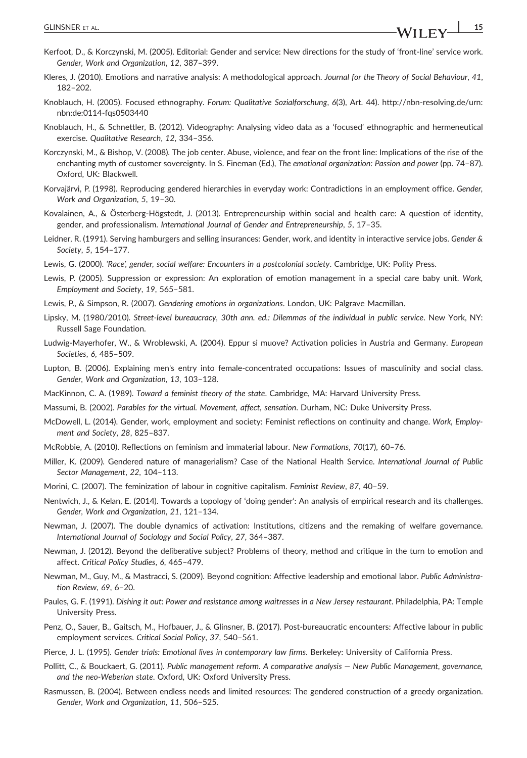Kerfoot, D., & Korczynski, M. (2005). Editorial: Gender and service: New directions for the study of 'front-line' service work. *Gender, Work and Organization*, *12*, 387–399.

Kleres, J. (2010). Emotions and narrative analysis: A methodological approach. *Journal for the Theory of Social Behaviour*, *41*, 182–202.

Knoblauch, H. (2005). Focused ethnography. *Forum: Qualitative Sozialforschung*, *6*(3), Art. 44). http://nbn-resolving.de/urn:nbn:de:0114-fqs0503440

Knoblauch, H., & Schnettler, B. (2012). Videography: Analysing video data as a 'focused' ethnographic and hermeneutical exercise. *Qualitative Research*, *12*, 334–356.

Korczynski, M., & Bishop, V. (2008). The job center. Abuse, violence, and fear on the front line: Implications of the rise of the enchanting myth of customer sovereignty. In S. Fineman (Ed.), *The emotional organization: Passion and power* (pp. 74–87). Oxford, UK: Blackwell.

Korvajärvi, P. (1998). Reproducing gendered hierarchies in everyday work: Contradictions in an employment office. *Gender, Work and Organization*, *5*, 19–30.

Kovalainen, A., & Österberg-Högstedt, J. (2013). Entrepreneurship within social and health care: A question of identity, gender, and professionalism. *International Journal of Gender and Entrepreneurship*, *5*, 17–35.

Leidner, R. (1991). Serving hamburgers and selling insurances: Gender, work, and identity in interactive service jobs. *Gender & Society*, *5*, 154–177.

Lewis, G. (2000). *'Race', gender, social welfare: Encounters in a postcolonial society*. Cambridge, UK: Polity Press.

Lewis, P. (2005). Suppression or expression: An exploration of emotion management in a special care baby unit. *Work, Employment and Society*, *19*, 565–581.

Lewis, P., & Simpson, R. (2007). *Gendering emotions in organizations*. London, UK: Palgrave Macmillan.

Lipsky, M. (1980/2010). *Street-level bureaucracy, 30th ann. ed.: Dilemmas of the individual in public service*. New York, NY: Russell Sage Foundation.

Ludwig-Mayerhofer, W., & Wroblewski, A. (2004). Eppur si muove? Activation policies in Austria and Germany. *European Societies*, *6*, 485–509.

Lupton, B. (2006). Explaining men's entry into female-concentrated occupations: Issues of masculinity and social class. *Gender, Work and Organization*, *13*, 103–128.

MacKinnon, C. A. (1989). *Toward a feminist theory of the state*. Cambridge, MA: Harvard University Press.

Massumi, B. (2002). *Parables for the virtual. Movement, affect, sensation*. Durham, NC: Duke University Press.

McDowell, L. (2014). Gender, work, employment and society: Feminist reflections on continuity and change. *Work, Employment and Society*, *28*, 825–837.

McRobbie, A. (2010). Reflections on feminism and immaterial labour. *New Formations*, *70*(17), 60–76.

Miller, K. (2009). Gendered nature of managerialism? Case of the National Health Service. *International Journal of Public Sector Management*, *22*, 104–113.

Morini, C. (2007). The feminization of labour in cognitive capitalism. *Feminist Review*, *87*, 40–59.

Nentwich, J., & Kelan, E. (2014). Towards a topology of 'doing gender': An analysis of empirical research and its challenges. *Gender, Work and Organization*, *21*, 121–134.

Newman, J. (2007). The double dynamics of activation: Institutions, citizens and the remaking of welfare governance. *International Journal of Sociology and Social Policy*, *27*, 364–387.

Newman, J. (2012). Beyond the deliberative subject? Problems of theory, method and critique in the turn to emotion and affect. *Critical Policy Studies*, *6*, 465–479.

Newman, M., Guy, M., & Mastracci, S. (2009). Beyond cognition: Affective leadership and emotional labor. *Public Administration Review*, *69*, 6–20.

Paules, G. F. (1991). *Dishing it out: Power and resistance among waitresses in a New Jersey restaurant*. Philadelphia, PA: Temple University Press.

Penz, O., Sauer, B., Gaitsch, M., Hofbauer, J., & Glinsner, B. (2017). Post-bureaucratic encounters: Affective labour in public employment services. *Critical Social Policy*, *37*, 540–561.

Pierce, J. L. (1995). *Gender trials: Emotional lives in contemporary law firms*. Berkeley: University of California Press.

Pollitt, C., & Bouckaert, G. (2011). *Public management reform. A comparative analysis — New Public Management, governance, and the neo-Weberian state*. Oxford, UK: Oxford University Press.

Rasmussen, B. (2004). Between endless needs and limited resources: The gendered construction of a greedy organization. *Gender, Work and Organization*, *11*, 506–525.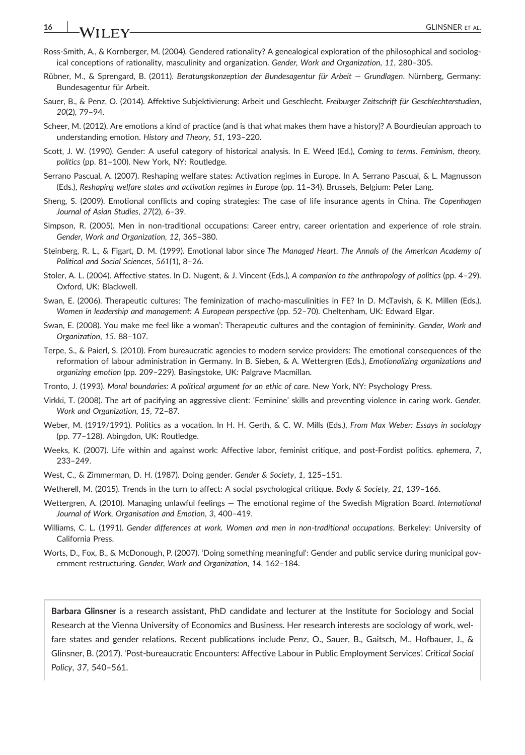Ross-Smith, A., & Kornberger, M. (2004). Gendered rationality? A genealogical exploration of the philosophical and sociological conceptions of rationality, masculinity and organization. *Gender, Work and Organization*, *11*, 280–305.

Rübner, M., & Sprengard, B. (2011). *Beratungskonzeption der Bundesagentur für Arbeit — Grundlagen*. Nürnberg, Germany: Bundesagentur für Arbeit.

Sauer, B., & Penz, O. (2014). Affektive Subjektivierung: Arbeit und Geschlecht. *Freiburger Zeitschrift für Geschlechterstudien*, *20*(2), 79–94.

Scheer, M. (2012). Are emotions a kind of practice (and is that what makes them have a history)? A Bourdieuian approach to understanding emotion. *History and Theory*, *51*, 193–220.

Scott, J. W. (1990). Gender: A useful category of historical analysis. In E. Weed (Ed.), *Coming to terms. Feminism, theory, politics* (pp. 81–100). New York, NY: Routledge.

Serrano Pascual, A. (2007). Reshaping welfare states: Activation regimes in Europe. In A. Serrano Pascual, & L. Magnusson (Eds.), *Reshaping welfare states and activation regimes in Europe* (pp. 11–34). Brussels, Belgium: Peter Lang.

Sheng, S. (2009). Emotional conflicts and coping strategies: The case of life insurance agents in China. *The Copenhagen Journal of Asian Studies*, *27*(2), 6–39.

Simpson, R. (2005). Men in non-traditional occupations: Career entry, career orientation and experience of role strain. *Gender, Work and Organization*, *12*, 365–380.

Steinberg, R. L., & Figart, D. M. (1999). Emotional labor since *The Managed Heart*. *The Annals of the American Academy of Political and Social Sciences*, *561*(1), 8–26.

Stoler, A. L. (2004). Affective states. In D. Nugent, & J. Vincent (Eds.), *A companion to the anthropology of politics* (pp. 4–29). Oxford, UK: Blackwell.

Swan, E. (2006). Therapeutic cultures: The feminization of macho-masculinities in FE? In D. McTavish, & K. Millen (Eds.), *Women in leadership and management: A European perspective* (pp. 52–70). Cheltenham, UK: Edward Elgar.

Swan, E. (2008). You make me feel like a woman': Therapeutic cultures and the contagion of femininity. *Gender, Work and Organization*, *15*, 88–107.

Terpe, S., & Paierl, S. (2010). From bureaucratic agencies to modern service providers: The emotional consequences of the reformation of labour administration in Germany. In B. Sieben, & A. Wettergren (Eds.), *Emotionalizing organizations and organizing emotion* (pp. 209–229). Basingstoke, UK: Palgrave Macmillan.

Tronto, J. (1993). *Moral boundaries: A political argument for an ethic of care*. New York, NY: Psychology Press.

Virkki, T. (2008). The art of pacifying an aggressive client: 'Feminine' skills and preventing violence in caring work. *Gender, Work and Organization*, *15*, 72–87.

Weber, M. (1919/1991). Politics as a vocation. In H. H. Gerth, & C. W. Mills (Eds.), *From Max Weber: Essays in sociology* (pp. 77–128). Abingdon, UK: Routledge.

Weeks, K. (2007). Life within and against work: Affective labor, feminist critique, and post-Fordist politics. *ephemera*, *7*, 233–249.

West, C., & Zimmerman, D. H. (1987). Doing gender. *Gender & Society*, *1*, 125–151.

Wetherell, M. (2015). Trends in the turn to affect: A social psychological critique. *Body & Society*, *21*, 139–166.

Wettergren, A. (2010). Managing unlawful feelings — The emotional regime of the Swedish Migration Board. *International Journal of Work, Organisation and Emotion*, *3*, 400–419.

Williams, C. L. (1991). *Gender differences at work. Women and men in non-traditional occupations*. Berkeley: University of California Press.

Worts, D., Fox, B., & McDonough, P. (2007). 'Doing something meaningful': Gender and public service during municipal government restructuring. *Gender, Work and Organization*, *14*, 162–184.

**Barbara Glinsner** is a research assistant, PhD candidate and lecturer at the Institute for Sociology and Social Research at the Vienna University of Economics and Business. Her research interests are sociology of work, welfare states and gender relations. Recent publications include Penz, O., Sauer, B., Gaitsch, M., Hofbauer, J., & Glinsner, B. (2017). 'Post-bureaucratic Encounters: Affective Labour in Public Employment Services'. *Critical Social Policy*, *37*, 540–561.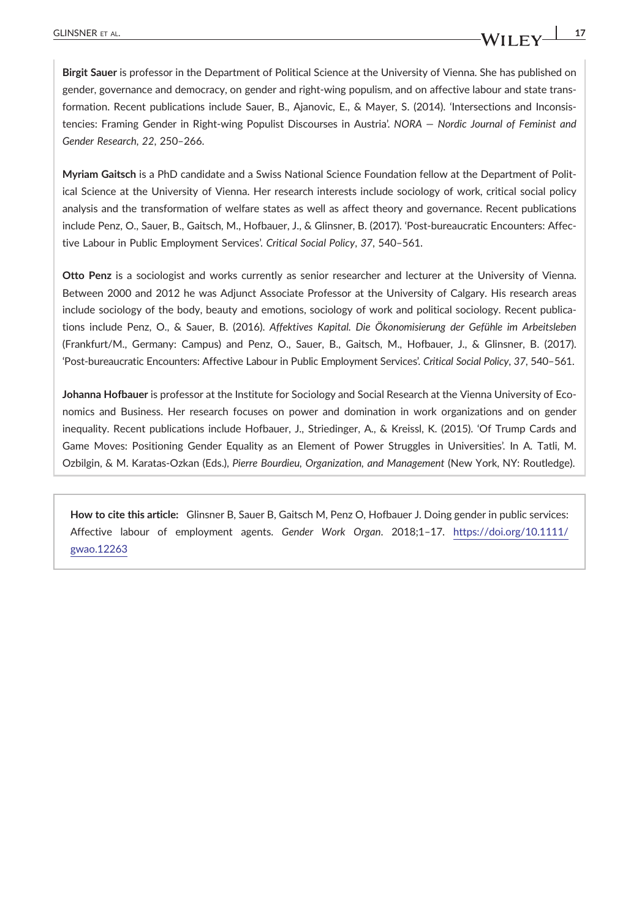**Birgit Sauer** is professor in the Department of Political Science at the University of Vienna. She has published on gender, governance and democracy, on gender and right-wing populism, and on affective labour and state transformation. Recent publications include Sauer, B., Ajanovic, E., & Mayer, S. (2014). 'Intersections and Inconsistencies: Framing Gender in Right-wing Populist Discourses in Austria'. *NORA — Nordic Journal of Feminist and Gender Research*, *22*, 250–266.

**Myriam Gaitsch** is a PhD candidate and a Swiss National Science Foundation fellow at the Department of Political Science at the University of Vienna. Her research interests include sociology of work, critical social policy analysis and the transformation of welfare states as well as affect theory and governance. Recent publications include Penz, O., Sauer, B., Gaitsch, M., Hofbauer, J., & Glinsner, B. (2017). 'Post-bureaucratic Encounters: Affective Labour in Public Employment Services'. *Critical Social Policy*, *37*, 540–561.

**Otto Penz** is a sociologist and works currently as senior researcher and lecturer at the University of Vienna. Between 2000 and 2012 he was Adjunct Associate Professor at the University of Calgary. His research areas include sociology of the body, beauty and emotions, sociology of work and political sociology. Recent publications include Penz, O., & Sauer, B. (2016). *Affektives Kapital. Die Ökonomisierung der Gefühle im Arbeitsleben* (Frankfurt/M., Germany: Campus) and Penz, O., Sauer, B., Gaitsch, M., Hofbauer, J., & Glinsner, B. (2017). 'Post-bureaucratic Encounters: Affective Labour in Public Employment Services'. *Critical Social Policy*, *37*, 540–561.

**Johanna Hofbauer** is professor at the Institute for Sociology and Social Research at the Vienna University of Economics and Business. Her research focuses on power and domination in work organizations and on gender inequality. Recent publications include Hofbauer, J., Striedinger, A., & Kreissl, K. (2015). 'Of Trump Cards and Game Moves: Positioning Gender Equality as an Element of Power Struggles in Universities'. In A. Tatli, M. Ozbilgin, & M. Karatas-Ozkan (Eds.), *Pierre Bourdieu, Organization, and Management* (New York, NY: Routledge).

**How to cite this article:** Glinsner B, Sauer B, Gaitsch M, Penz O, Hofbauer J. Doing gender in public services: Affective labour of employment agents. *Gender Work Organ*. 2018;1–17. https://doi.org/10.1111/gwao.12263